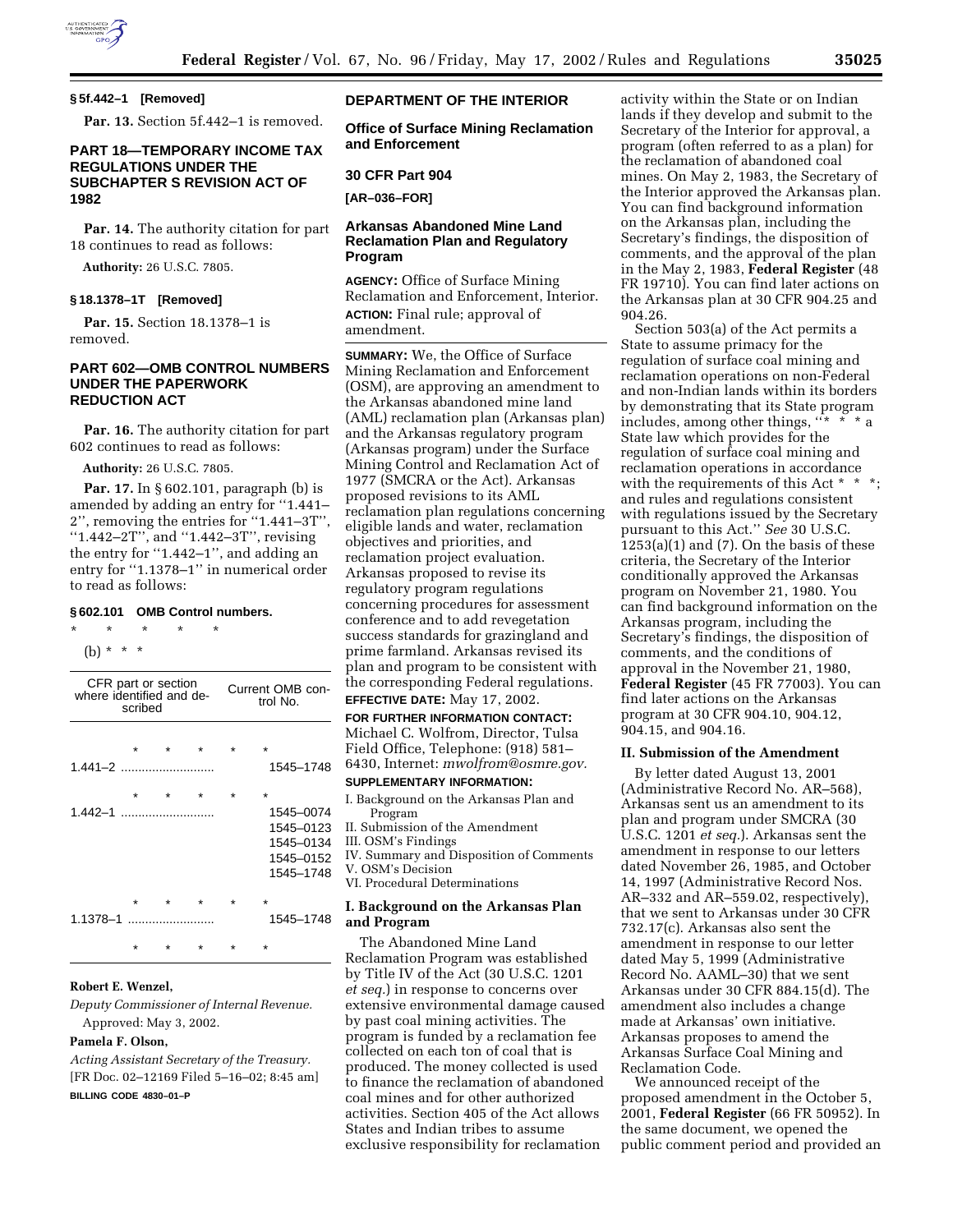### § 5f.442–1 [Removed]

**Par. 13.** Section 5f.442–1 is removed.

## PART 18—TEMPORARY INCOME TAX REGULATIONS UNDER THE SUBCHAPTER S REVISION ACT OF 1982

**Par. 14.** The authority citation for part 18 continues to read as follows:

**Authority:** 26 U.S.C. 7805.

### § 18.1378–1T [Removed]

**Par. 15.** Section 18.1378–1 is removed.

## PART 602—OMB CONTROL NUMBERS UNDER THE PAPERWORK REDUCTION ACT

**Par. 16.** The authority citation for part 602 continues to read as follows:

**Authority:** 26 U.S.C. 7805.

**Par. 17.** In § 602.101, paragraph (b) is amended by adding an entry for ''1.441–2'', removing the entries for ''1.441–3T'', ''1.442–2T'', and ''1.442–3T'', revising the entry for ''1.442–1'', and adding an entry for ''1.1378–1'' in numerical order to read as follows:

### § 602.101 OMB Control numbers.

\* \* \* \* \*

(b) \* \* \*

| CFR part or section where identified and described | Current OMB control No. |
|---|---|
| \* \* \* \* \* | |
| 1.441–2 | 1545–1748 |
| \* \* \* \* \* | |
| 1.442–1 | 1545–0074<br>1545–0123<br>1545–0134<br>1545–0152<br>1545–1748 |
| \* \* \* \* \* | |
| 1.1378–1 | 1545–1748 |
| \* \* \* \* \* | |

**Robert E. Wenzel,**

*Deputy Commissioner of Internal Revenue.*

Approved: May 3, 2002.

**Pamela F. Olson,**

*Acting Assistant Secretary of the Treasury.*

[FR Doc. 02–12169 Filed 5–16–02; 8:45 am]

**BILLING CODE 4830–01–P**

## DEPARTMENT OF THE INTERIOR

### Office of Surface Mining Reclamation and Enforcement

### 30 CFR Part 904

**[AR–036–FOR]**

### Arkansas Abandoned Mine Land Reclamation Plan and Regulatory Program

**AGENCY:** Office of Surface Mining Reclamation and Enforcement, Interior.

**ACTION:** Final rule; approval of amendment.

**SUMMARY:** We, the Office of Surface Mining Reclamation and Enforcement (OSM), are approving an amendment to the Arkansas abandoned mine land (AML) reclamation plan (Arkansas plan) and the Arkansas regulatory program (Arkansas program) under the Surface Mining Control and Reclamation Act of 1977 (SMCRA or the Act). Arkansas proposed revisions to its AML reclamation plan regulations concerning eligible lands and water, reclamation objectives and priorities, and reclamation project evaluation. Arkansas proposed to revise its regulatory program regulations concerning procedures for assessment conference and to add revegetation success standards for grazingland and prime farmland. Arkansas revised its plan and program to be consistent with the corresponding Federal regulations.

**EFFECTIVE DATE:** May 17, 2002.

**FOR FURTHER INFORMATION CONTACT:** Michael C. Wolfrom, Director, Tulsa Field Office, Telephone: (918) 581–6430, Internet: *mwolfrom@osmre.gov.*

**SUPPLEMENTARY INFORMATION:**

I. Background on the Arkansas Plan and Program
II. Submission of the Amendment
III. OSM's Findings
IV. Summary and Disposition of Comments
V. OSM's Decision
VI. Procedural Determinations

### I. Background on the Arkansas Plan and Program

The Abandoned Mine Land Reclamation Program was established by Title IV of the Act (30 U.S.C. 1201 *et seq.*) in response to concerns over extensive environmental damage caused by past coal mining activities. The program is funded by a reclamation fee collected on each ton of coal that is produced. The money collected is used to finance the reclamation of abandoned coal mines and for other authorized activities. Section 405 of the Act allows States and Indian tribes to assume exclusive responsibility for reclamation activity within the State or on Indian lands if they develop and submit to the Secretary of the Interior for approval, a program (often referred to as a plan) for the reclamation of abandoned coal mines. On May 2, 1983, the Secretary of the Interior approved the Arkansas plan. You can find background information on the Arkansas plan, including the Secretary's findings, the disposition of comments, and the approval of the plan in the May 2, 1983, **Federal Register** (48 FR 19710). You can find later actions on the Arkansas plan at 30 CFR 904.25 and 904.26.

Section 503(a) of the Act permits a State to assume primacy for the regulation of surface coal mining and reclamation operations on non-Federal and non-Indian lands within its borders by demonstrating that its State program includes, among other things, ''\* \* \* a State law which provides for the regulation of surface coal mining and reclamation operations in accordance with the requirements of this Act \* \* \*; and rules and regulations consistent with regulations issued by the Secretary pursuant to this Act.'' *See* 30 U.S.C. 1253(a)(1) and (7). On the basis of these criteria, the Secretary of the Interior conditionally approved the Arkansas program on November 21, 1980. You can find background information on the Arkansas program, including the Secretary's findings, the disposition of comments, and the conditions of approval in the November 21, 1980, **Federal Register** (45 FR 77003). You can find later actions on the Arkansas program at 30 CFR 904.10, 904.12, 904.15, and 904.16.

### II. Submission of the Amendment

By letter dated August 13, 2001 (Administrative Record No. AR–568), Arkansas sent us an amendment to its plan and program under SMCRA (30 U.S.C. 1201 *et seq.*). Arkansas sent the amendment in response to our letters dated November 26, 1985, and October 14, 1997 (Administrative Record Nos. AR–332 and AR–559.02, respectively), that we sent to Arkansas under 30 CFR 732.17(c). Arkansas also sent the amendment in response to our letter dated May 5, 1999 (Administrative Record No. AAML–30) that we sent Arkansas under 30 CFR 884.15(d). The amendment also includes a change made at Arkansas' own initiative. Arkansas proposes to amend the Arkansas Surface Coal Mining and Reclamation Code.

We announced receipt of the proposed amendment in the October 5, 2001, **Federal Register** (66 FR 50952). In the same document, we opened the public comment period and provided an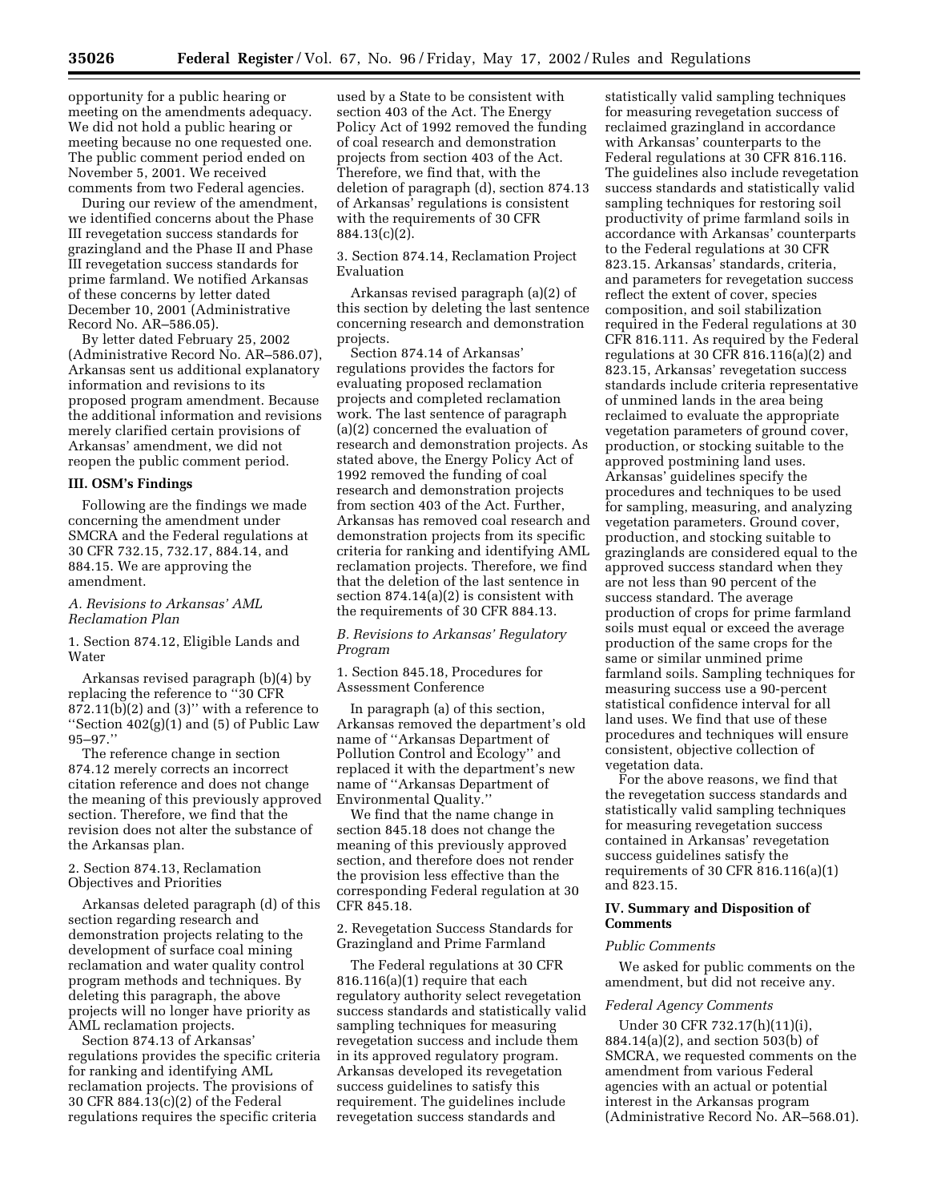opportunity for a public hearing or meeting on the amendments adequacy. We did not hold a public hearing or meeting because no one requested one. The public comment period ended on November 5, 2001. We received comments from two Federal agencies.

During our review of the amendment, we identified concerns about the Phase III revegetation success standards for grazingland and the Phase II and Phase III revegetation success standards for prime farmland. We notified Arkansas of these concerns by letter dated December 10, 2001 (Administrative Record No. AR–586.05).

By letter dated February 25, 2002 (Administrative Record No. AR–586.07), Arkansas sent us additional explanatory information and revisions to its proposed program amendment. Because the additional information and revisions merely clarified certain provisions of Arkansas' amendment, we did not reopen the public comment period.

## III. OSM's Findings

Following are the findings we made concerning the amendment under SMCRA and the Federal regulations at 30 CFR 732.15, 732.17, 884.14, and 884.15. We are approving the amendment.

### *A. Revisions to Arkansas' AML Reclamation Plan*

1. Section 874.12, Eligible Lands and Water

Arkansas revised paragraph (b)(4) by replacing the reference to ''30 CFR 872.11(b)(2) and (3)'' with a reference to ''Section 402(g)(1) and (5) of Public Law 95–97.''

The reference change in section 874.12 merely corrects an incorrect citation reference and does not change the meaning of this previously approved section. Therefore, we find that the revision does not alter the substance of the Arkansas plan.

2. Section 874.13, Reclamation Objectives and Priorities

Arkansas deleted paragraph (d) of this section regarding research and demonstration projects relating to the development of surface coal mining reclamation and water quality control program methods and techniques. By deleting this paragraph, the above projects will no longer have priority as AML reclamation projects.

Section 874.13 of Arkansas' regulations provides the specific criteria for ranking and identifying AML reclamation projects. The provisions of 30 CFR 884.13(c)(2) of the Federal regulations requires the specific criteria used by a State to be consistent with section 403 of the Act. The Energy Policy Act of 1992 removed the funding of coal research and demonstration projects from section 403 of the Act. Therefore, we find that, with the deletion of paragraph (d), section 874.13 of Arkansas' regulations is consistent with the requirements of 30 CFR 884.13(c)(2).

3. Section 874.14, Reclamation Project Evaluation

Arkansas revised paragraph (a)(2) of this section by deleting the last sentence concerning research and demonstration projects.

Section 874.14 of Arkansas' regulations provides the factors for evaluating proposed reclamation projects and completed reclamation work. The last sentence of paragraph (a)(2) concerned the evaluation of research and demonstration projects. As stated above, the Energy Policy Act of 1992 removed the funding of coal research and demonstration projects from section 403 of the Act. Further, Arkansas has removed coal research and demonstration projects from its specific criteria for ranking and identifying AML reclamation projects. Therefore, we find that the deletion of the last sentence in section 874.14(a)(2) is consistent with the requirements of 30 CFR 884.13.

### *B. Revisions to Arkansas' Regulatory Program*

1. Section 845.18, Procedures for Assessment Conference

In paragraph (a) of this section, Arkansas removed the department's old name of ''Arkansas Department of Pollution Control and Ecology'' and replaced it with the department's new name of ''Arkansas Department of Environmental Quality.''

We find that the name change in section 845.18 does not change the meaning of this previously approved section, and therefore does not render the provision less effective than the corresponding Federal regulation at 30 CFR 845.18.

2. Revegetation Success Standards for Grazingland and Prime Farmland

The Federal regulations at 30 CFR 816.116(a)(1) require that each regulatory authority select revegetation success standards and statistically valid sampling techniques for measuring revegetation success and include them in its approved regulatory program. Arkansas developed its revegetation success guidelines to satisfy this requirement. The guidelines include revegetation success standards and statistically valid sampling techniques for measuring revegetation success of reclaimed grazingland in accordance with Arkansas' counterparts to the Federal regulations at 30 CFR 816.116. The guidelines also include revegetation success standards and statistically valid sampling techniques for restoring soil productivity of prime farmland soils in accordance with Arkansas' counterparts to the Federal regulations at 30 CFR 823.15. Arkansas' standards, criteria, and parameters for revegetation success reflect the extent of cover, species composition, and soil stabilization required in the Federal regulations at 30 CFR 816.111. As required by the Federal regulations at 30 CFR 816.116(a)(2) and 823.15, Arkansas' revegetation success standards include criteria representative of unmined lands in the area being reclaimed to evaluate the appropriate vegetation parameters of ground cover, production, or stocking suitable to the approved postmining land uses. Arkansas' guidelines specify the procedures and techniques to be used for sampling, measuring, and analyzing vegetation parameters. Ground cover, production, and stocking suitable to grazinglands are considered equal to the approved success standard when they are not less than 90 percent of the success standard. The average production of crops for prime farmland soils must equal or exceed the average production of the same crops for the same or similar unmined prime farmland soils. Sampling techniques for measuring success use a 90-percent statistical confidence interval for all land uses. We find that use of these procedures and techniques will ensure consistent, objective collection of vegetation data.

For the above reasons, we find that the revegetation success standards and statistically valid sampling techniques for measuring revegetation success contained in Arkansas' revegetation success guidelines satisfy the requirements of 30 CFR 816.116(a)(1) and 823.15.

## IV. Summary and Disposition of Comments

### *Public Comments*

We asked for public comments on the amendment, but did not receive any.

### *Federal Agency Comments*

Under 30 CFR 732.17(h)(11)(i), 884.14(a)(2), and section 503(b) of SMCRA, we requested comments on the amendment from various Federal agencies with an actual or potential interest in the Arkansas program (Administrative Record No. AR–568.01).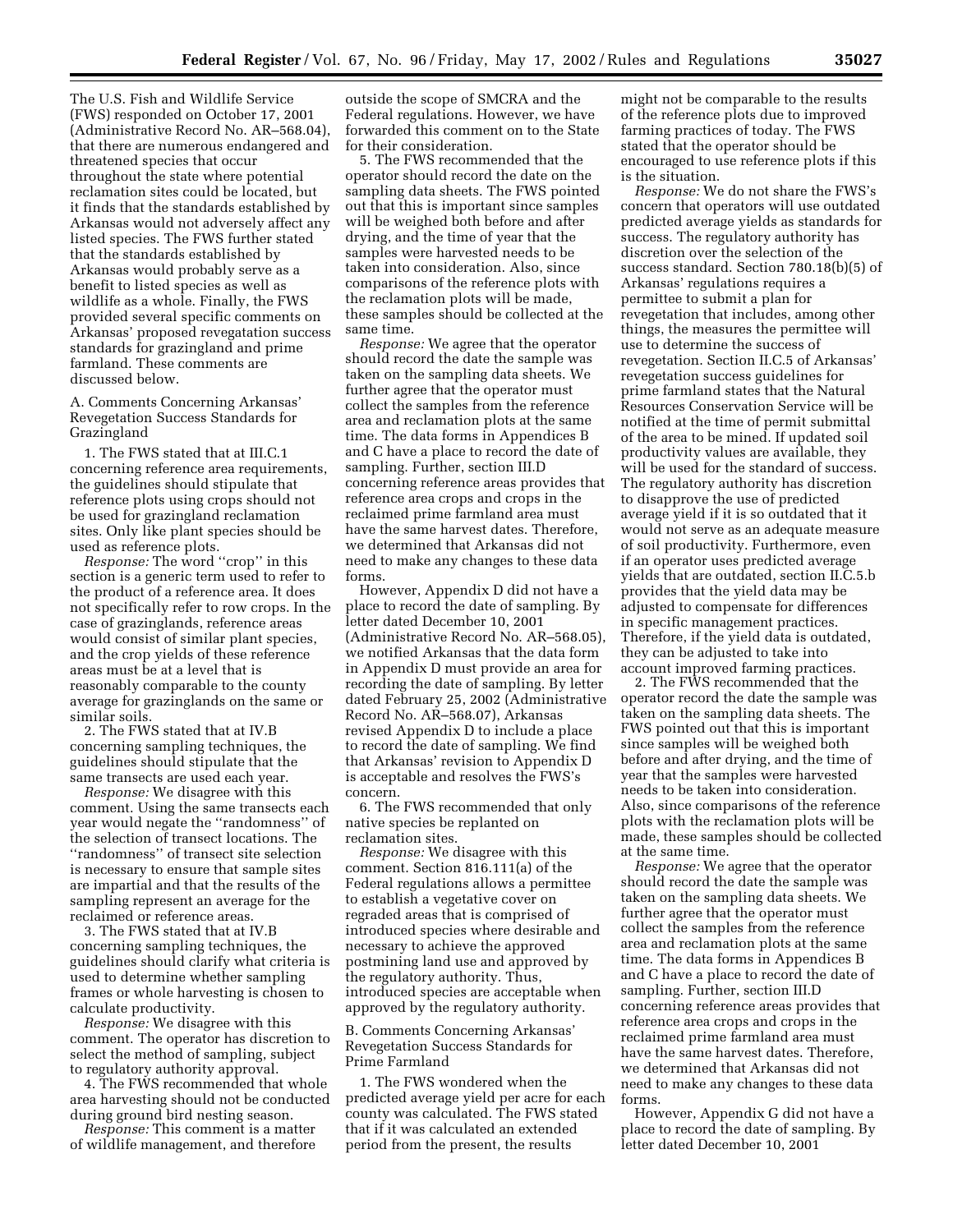The U.S. Fish and Wildlife Service (FWS) responded on October 17, 2001 (Administrative Record No. AR–568.04), that there are numerous endangered and threatened species that occur throughout the state where potential reclamation sites could be located, but it finds that the standards established by Arkansas would not adversely affect any listed species. The FWS further stated that the standards established by Arkansas would probably serve as a benefit to listed species as well as wildlife as a whole. Finally, the FWS provided several specific comments on Arkansas' proposed revegetation success standards for grazingland and prime farmland. These comments are discussed below.

A. Comments Concerning Arkansas' Revegetation Success Standards for Grazingland

1. The FWS stated that at III.C.1 concerning reference area requirements, the guidelines should stipulate that reference plots using crops should not be used for grazingland reclamation sites. Only like plant species should be used as reference plots.

*Response:* The word ''crop'' in this section is a generic term used to refer to the product of a reference area. It does not specifically refer to row crops. In the case of grazinglands, reference areas would consist of similar plant species, and the crop yields of these reference areas must be at a level that is reasonably comparable to the county average for grazinglands on the same or similar soils.

2. The FWS stated that at IV.B concerning sampling techniques, the guidelines should stipulate that the same transects are used each year.

*Response:* We disagree with this comment. Using the same transects each year would negate the ''randomness'' of the selection of transect locations. The ''randomness'' of transect site selection is necessary to ensure that sample sites are impartial and that the results of the sampling represent an average for the reclaimed or reference areas.

3. The FWS stated that at IV.B concerning sampling techniques, the guidelines should clarify what criteria is used to determine whether sampling frames or whole harvesting is chosen to calculate productivity.

*Response:* We disagree with this comment. The operator has discretion to select the method of sampling, subject to regulatory authority approval.

4. The FWS recommended that whole area harvesting should not be conducted during ground bird nesting season.

*Response:* This comment is a matter of wildlife management, and therefore outside the scope of SMCRA and the Federal regulations. However, we have forwarded this comment on to the State for their consideration.

5. The FWS recommended that the operator should record the date on the sampling data sheets. The FWS pointed out that this is important since samples will be weighed both before and after drying, and the time of year that the samples were harvested needs to be taken into consideration. Also, since comparisons of the reference plots with the reclamation plots will be made, these samples should be collected at the same time.

*Response:* We agree that the operator should record the date the sample was taken on the sampling data sheets. We further agree that the operator must collect the samples from the reference area and reclamation plots at the same time. The data forms in Appendices B and C have a place to record the date of sampling. Further, section III.D concerning reference areas provides that reference area crops and crops in the reclaimed prime farmland area must have the same harvest dates. Therefore, we determined that Arkansas did not need to make any changes to these data forms.

However, Appendix D did not have a place to record the date of sampling. By letter dated December 10, 2001 (Administrative Record No. AR–568.05), we notified Arkansas that the data form in Appendix D must provide an area for recording the date of sampling. By letter dated February 25, 2002 (Administrative Record No. AR–568.07), Arkansas revised Appendix D to include a place to record the date of sampling. We find that Arkansas' revision to Appendix D is acceptable and resolves the FWS's concern.

6. The FWS recommended that only native species be replanted on reclamation sites.

*Response:* We disagree with this comment. Section 816.111(a) of the Federal regulations allows a permittee to establish a vegetative cover on regraded areas that is comprised of introduced species where desirable and necessary to achieve the approved postmining land use and approved by the regulatory authority. Thus, introduced species are acceptable when approved by the regulatory authority.

B. Comments Concerning Arkansas' Revegetation Success Standards for Prime Farmland

1. The FWS wondered when the predicted average yield per acre for each county was calculated. The FWS stated that if it was calculated an extended period from the present, the results might not be comparable to the results of the reference plots due to improved farming practices of today. The FWS stated that the operator should be encouraged to use reference plots if this is the situation.

*Response:* We do not share the FWS's concern that operators will use outdated predicted average yields as standards for success. The regulatory authority has discretion over the selection of the success standard. Section 780.18(b)(5) of Arkansas' regulations requires a permittee to submit a plan for revegetation that includes, among other things, the measures the permittee will use to determine the success of revegetation. Section II.C.5 of Arkansas' revegetation success guidelines for prime farmland states that the Natural Resources Conservation Service will be notified at the time of permit submittal of the area to be mined. If updated soil productivity values are available, they will be used for the standard of success. The regulatory authority has discretion to disapprove the use of predicted average yield if it is so outdated that it would not serve as an adequate measure of soil productivity. Furthermore, even if an operator uses predicted average yields that are outdated, section II.C.5.b provides that the yield data may be adjusted to compensate for differences in specific management practices. Therefore, if the yield data is outdated, they can be adjusted to take into account improved farming practices.

2. The FWS recommended that the operator record the date the sample was taken on the sampling data sheets. The FWS pointed out that this is important since samples will be weighed both before and after drying, and the time of year that the samples were harvested needs to be taken into consideration. Also, since comparisons of the reference plots with the reclamation plots will be made, these samples should be collected at the same time.

*Response:* We agree that the operator should record the date the sample was taken on the sampling data sheets. We further agree that the operator must collect the samples from the reference area and reclamation plots at the same time. The data forms in Appendices B and C have a place to record the date of sampling. Further, section III.D concerning reference areas provides that reference area crops and crops in the reclaimed prime farmland area must have the same harvest dates. Therefore, we determined that Arkansas did not need to make any changes to these data forms.

However, Appendix G did not have a place to record the date of sampling. By letter dated December 10, 2001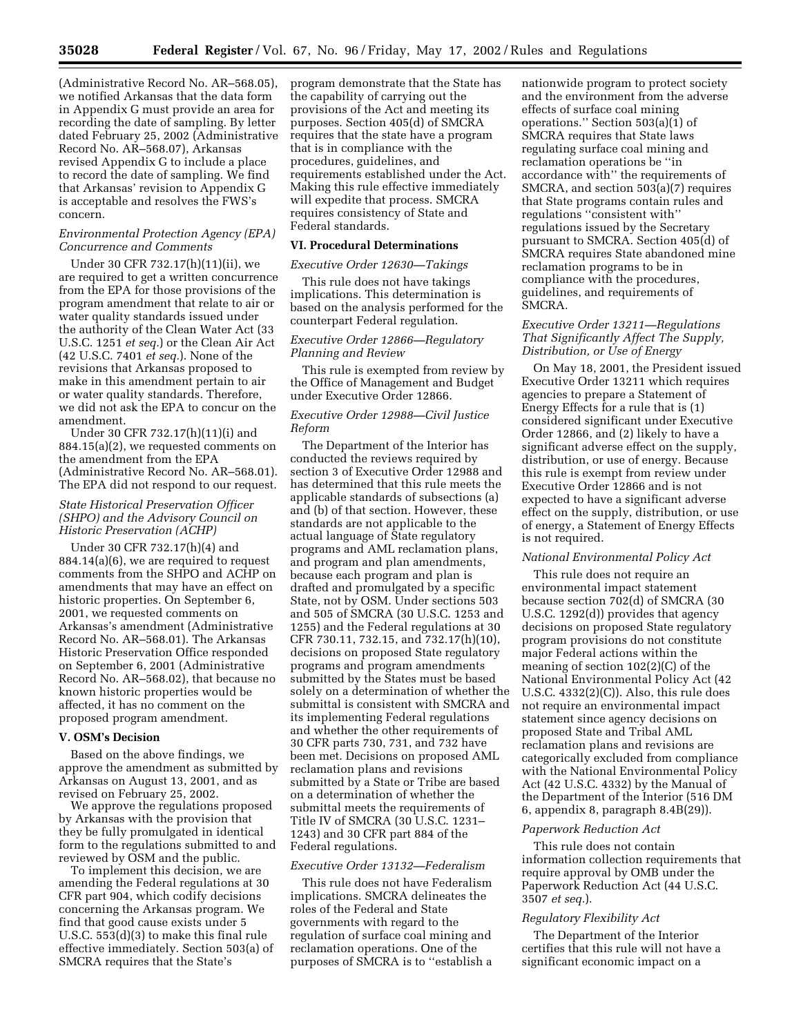(Administrative Record No. AR–568.05), we notified Arkansas that the data form in Appendix G must provide an area for recording the date of sampling. By letter dated February 25, 2002 (Administrative Record No. AR–568.07), Arkansas revised Appendix G to include a place to record the date of sampling. We find that Arkansas' revision to Appendix G is acceptable and resolves the FWS's concern.

*Environmental Protection Agency (EPA) Concurrence and Comments*

Under 30 CFR 732.17(h)(11)(ii), we are required to get a written concurrence from the EPA for those provisions of the program amendment that relate to air or water quality standards issued under the authority of the Clean Water Act (33 U.S.C. 1251 *et seq.*) or the Clean Air Act (42 U.S.C. 7401 *et seq.*). None of the revisions that Arkansas proposed to make in this amendment pertain to air or water quality standards. Therefore, we did not ask the EPA to concur on the amendment.

Under 30 CFR 732.17(h)(11)(i) and 884.15(a)(2), we requested comments on the amendment from the EPA (Administrative Record No. AR–568.01). The EPA did not respond to our request.

*State Historical Preservation Officer (SHPO) and the Advisory Council on Historic Preservation (ACHP)*

Under 30 CFR 732.17(h)(4) and 884.14(a)(6), we are required to request comments from the SHPO and ACHP on amendments that may have an effect on historic properties. On September 6, 2001, we requested comments on Arkansas's amendment (Administrative Record No. AR–568.01). The Arkansas Historic Preservation Office responded on September 6, 2001 (Administrative Record No. AR–568.02), that because no known historic properties would be affected, it has no comment on the proposed program amendment.

**V. OSM's Decision**

Based on the above findings, we approve the amendment as submitted by Arkansas on August 13, 2001, and as revised on February 25, 2002.

We approve the regulations proposed by Arkansas with the provision that they be fully promulgated in identical form to the regulations submitted to and reviewed by OSM and the public.

To implement this decision, we are amending the Federal regulations at 30 CFR part 904, which codify decisions concerning the Arkansas program. We find that good cause exists under 5 U.S.C. 553(d)(3) to make this final rule effective immediately. Section 503(a) of SMCRA requires that the State's program demonstrate that the State has the capability of carrying out the provisions of the Act and meeting its purposes. Section 405(d) of SMCRA requires that the state have a program that is in compliance with the procedures, guidelines, and requirements established under the Act. Making this rule effective immediately will expedite that process. SMCRA requires consistency of State and Federal standards.

**VI. Procedural Determinations**

*Executive Order 12630—Takings*

This rule does not have takings implications. This determination is based on the analysis performed for the counterpart Federal regulation.

*Executive Order 12866—Regulatory Planning and Review*

This rule is exempted from review by the Office of Management and Budget under Executive Order 12866.

*Executive Order 12988—Civil Justice Reform*

The Department of the Interior has conducted the reviews required by section 3 of Executive Order 12988 and has determined that this rule meets the applicable standards of subsections (a) and (b) of that section. However, these standards are not applicable to the actual language of State regulatory programs and AML reclamation plans, and program and plan amendments, because each program and plan is drafted and promulgated by a specific State, not by OSM. Under sections 503 and 505 of SMCRA (30 U.S.C. 1253 and 1255) and the Federal regulations at 30 CFR 730.11, 732.15, and 732.17(h)(10), decisions on proposed State regulatory programs and program amendments submitted by the States must be based solely on a determination of whether the submittal is consistent with SMCRA and its implementing Federal regulations and whether the other requirements of 30 CFR parts 730, 731, and 732 have been met. Decisions on proposed AML reclamation plans and revisions submitted by a State or Tribe are based on a determination of whether the submittal meets the requirements of Title IV of SMCRA (30 U.S.C. 1231–1243) and 30 CFR part 884 of the Federal regulations.

*Executive Order 13132—Federalism*

This rule does not have Federalism implications. SMCRA delineates the roles of the Federal and State governments with regard to the regulation of surface coal mining and reclamation operations. One of the purposes of SMCRA is to "establish a nationwide program to protect society and the environment from the adverse effects of surface coal mining operations." Section 503(a)(1) of SMCRA requires that State laws regulating surface coal mining and reclamation operations be "in accordance with" the requirements of SMCRA, and section 503(a)(7) requires that State programs contain rules and regulations "consistent with" regulations issued by the Secretary pursuant to SMCRA. Section 405(d) of SMCRA requires State abandoned mine reclamation programs to be in compliance with the procedures, guidelines, and requirements of SMCRA.

*Executive Order 13211—Regulations That Significantly Affect The Supply, Distribution, or Use of Energy*

On May 18, 2001, the President issued Executive Order 13211 which requires agencies to prepare a Statement of Energy Effects for a rule that is (1) considered significant under Executive Order 12866, and (2) likely to have a significant adverse effect on the supply, distribution, or use of energy. Because this rule is exempt from review under Executive Order 12866 and is not expected to have a significant adverse effect on the supply, distribution, or use of energy, a Statement of Energy Effects is not required.

*National Environmental Policy Act*

This rule does not require an environmental impact statement because section 702(d) of SMCRA (30 U.S.C. 1292(d)) provides that agency decisions on proposed State regulatory program provisions do not constitute major Federal actions within the meaning of section 102(2)(C) of the National Environmental Policy Act (42 U.S.C. 4332(2)(C)). Also, this rule does not require an environmental impact statement since agency decisions on proposed State and Tribal AML reclamation plans and revisions are categorically excluded from compliance with the National Environmental Policy Act (42 U.S.C. 4332) by the Manual of the Department of the Interior (516 DM 6, appendix 8, paragraph 8.4B(29)).

*Paperwork Reduction Act*

This rule does not contain information collection requirements that require approval by OMB under the Paperwork Reduction Act (44 U.S.C. 3507 *et seq.*).

*Regulatory Flexibility Act*

The Department of the Interior certifies that this rule will not have a significant economic impact on a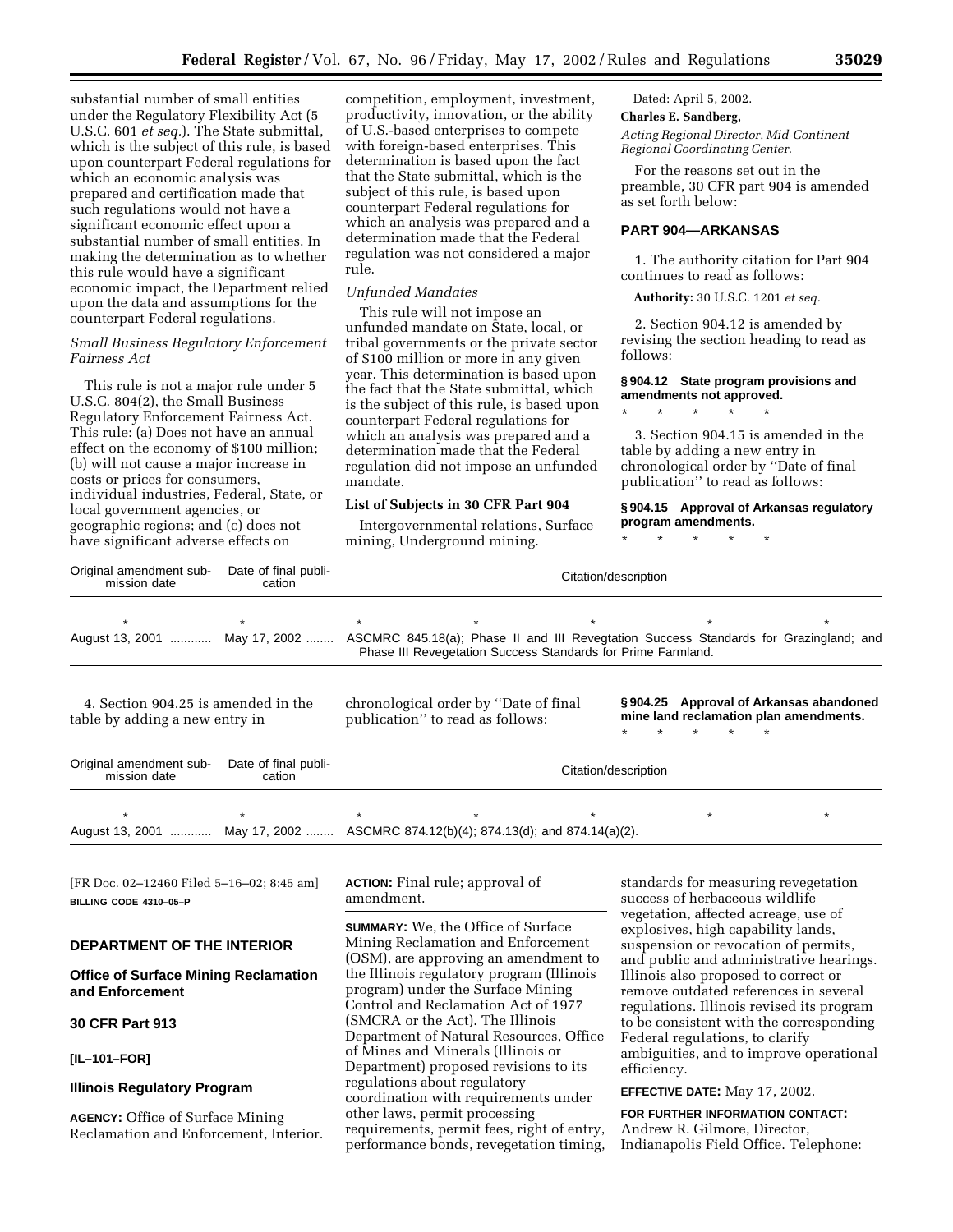substantial number of small entities under the Regulatory Flexibility Act (5 U.S.C. 601 *et seq.*). The State submittal, which is the subject of this rule, is based upon counterpart Federal regulations for which an economic analysis was prepared and certification made that such regulations would not have a significant economic effect upon a substantial number of small entities. In making the determination as to whether this rule would have a significant economic impact, the Department relied upon the data and assumptions for the counterpart Federal regulations.

*Small Business Regulatory Enforcement Fairness Act*

This rule is not a major rule under 5 U.S.C. 804(2), the Small Business Regulatory Enforcement Fairness Act. This rule: (a) Does not have an annual effect on the economy of $100 million; (b) will not cause a major increase in costs or prices for consumers, individual industries, Federal, State, or local government agencies, or geographic regions; and (c) does not have significant adverse effects on competition, employment, investment, productivity, innovation, or the ability of U.S.-based enterprises to compete with foreign-based enterprises. This determination is based upon the fact that the State submittal, which is the subject of this rule, is based upon counterpart Federal regulations for which an analysis was prepared and a determination made that the Federal regulation was not considered a major rule.

*Unfunded Mandates*

This rule will not impose an unfunded mandate on State, local, or tribal governments or the private sector of $100 million or more in any given year. This determination is based upon the fact that the State submittal, which is the subject of this rule, is based upon counterpart Federal regulations for which an analysis was prepared and a determination made that the Federal regulation did not impose an unfunded mandate.

**List of Subjects in 30 CFR Part 904**

Intergovernmental relations, Surface mining, Underground mining.

Dated: April 5, 2002.

**Charles E. Sandberg,**

*Acting Regional Director, Mid-Continent Regional Coordinating Center.*

For the reasons set out in the preamble, 30 CFR part 904 is amended as set forth below:

**PART 904—ARKANSAS**

1. The authority citation for Part 904 continues to read as follows:

**Authority:** 30 U.S.C. 1201 *et seq.*

2. Section 904.12 is amended by revising the section heading to read as follows:

**§ 904.12 State program provisions and amendments not approved.**

\* \* \* \* \*

3. Section 904.15 is amended in the table by adding a new entry in chronological order by "Date of final publication" to read as follows:

**§ 904.15 Approval of Arkansas regulatory program amendments.**

\* \* \* \* \*

| Original amendment submission date | Date of final publication | Citation/description |
|---|---|---|
| \* | \* | \* \* \* \* \* |
| August 13, 2001 ............ | May 17, 2002 ........ | ASCMRC 845.18(a); Phase II and III Revegtation Success Standards for Grazingland; and Phase III Revegetation Success Standards for Prime Farmland. |

4. Section 904.25 is amended in the table by adding a new entry in chronological order by "Date of final publication" to read as follows:

**§ 904.25 Approval of Arkansas abandoned mine land reclamation plan amendments.**

\* \* \* \* \*

| Original amendment submission date | Date of final publication | Citation/description |
|---|---|---|
| \* | \* | \* \* \* \* \* |
| August 13, 2001 ............ | May 17, 2002 ........ | ASCMRC 874.12(b)(4); 874.13(d); and 874.14(a)(2). |

[FR Doc. 02–12460 Filed 5–16–02; 8:45 am]

**BILLING CODE 4310–05–P**

## DEPARTMENT OF THE INTERIOR

## Office of Surface Mining Reclamation and Enforcement

## 30 CFR Part 913

**[IL–101–FOR]**

## Illinois Regulatory Program

**AGENCY:** Office of Surface Mining Reclamation and Enforcement, Interior.

**ACTION:** Final rule; approval of amendment.

**SUMMARY:** We, the Office of Surface Mining Reclamation and Enforcement (OSM), are approving an amendment to the Illinois regulatory program (Illinois program) under the Surface Mining Control and Reclamation Act of 1977 (SMCRA or the Act). The Illinois Department of Natural Resources, Office of Mines and Minerals (Illinois or Department) proposed revisions to its regulations about regulatory coordination with requirements under other laws, permit processing requirements, permit fees, right of entry, performance bonds, revegetation timing, standards for measuring revegetation success of herbaceous wildlife vegetation, affected acreage, use of explosives, high capability lands, suspension or revocation of permits, and public and administrative hearings. Illinois also proposed to correct or remove outdated references in several regulations. Illinois revised its program to be consistent with the corresponding Federal regulations, to clarify ambiguities, and to improve operational efficiency.

**EFFECTIVE DATE:** May 17, 2002.

**FOR FURTHER INFORMATION CONTACT:** Andrew R. Gilmore, Director, Indianapolis Field Office. Telephone: